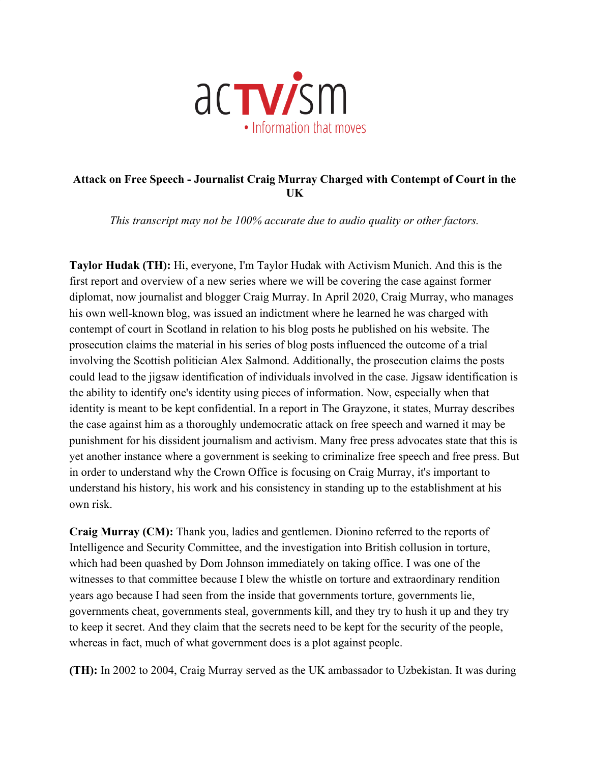acTV/sm
• Information that moves

**Attack on Free Speech - Journalist Craig Murray Charged with Contempt of Court in the UK**

*This transcript may not be 100% accurate due to audio quality or other factors.*

**Taylor Hudak (TH):** Hi, everyone, I'm Taylor Hudak with Activism Munich. And this is the first report and overview of a new series where we will be covering the case against former diplomat, now journalist and blogger Craig Murray. In April 2020, Craig Murray, who manages his own well-known blog, was issued an indictment where he learned he was charged with contempt of court in Scotland in relation to his blog posts he published on his website. The prosecution claims the material in his series of blog posts influenced the outcome of a trial involving the Scottish politician Alex Salmond. Additionally, the prosecution claims the posts could lead to the jigsaw identification of individuals involved in the case. Jigsaw identification is the ability to identify one's identity using pieces of information. Now, especially when that identity is meant to be kept confidential. In a report in The Grayzone, it states, Murray describes the case against him as a thoroughly undemocratic attack on free speech and warned it may be punishment for his dissident journalism and activism. Many free press advocates state that this is yet another instance where a government is seeking to criminalize free speech and free press. But in order to understand why the Crown Office is focusing on Craig Murray, it's important to understand his history, his work and his consistency in standing up to the establishment at his own risk.

**Craig Murray (CM):** Thank you, ladies and gentlemen. Dionino referred to the reports of Intelligence and Security Committee, and the investigation into British collusion in torture, which had been quashed by Dom Johnson immediately on taking office. I was one of the witnesses to that committee because I blew the whistle on torture and extraordinary rendition years ago because I had seen from the inside that governments torture, governments lie, governments cheat, governments steal, governments kill, and they try to hush it up and they try to keep it secret. And they claim that the secrets need to be kept for the security of the people, whereas in fact, much of what government does is a plot against people.

**(TH):** In 2002 to 2004, Craig Murray served as the UK ambassador to Uzbekistan. It was during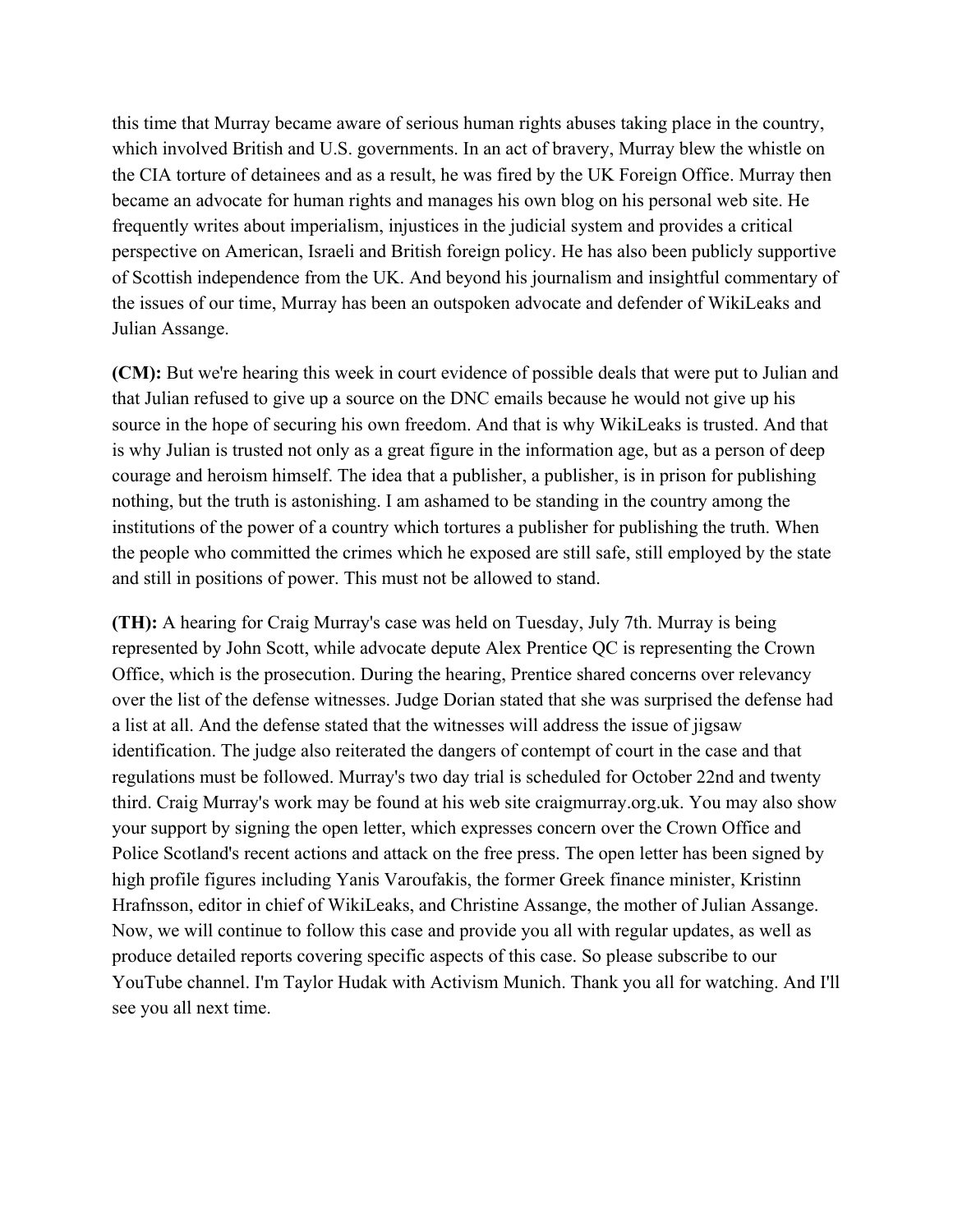this time that Murray became aware of serious human rights abuses taking place in the country, which involved British and U.S. governments. In an act of bravery, Murray blew the whistle on the CIA torture of detainees and as a result, he was fired by the UK Foreign Office. Murray then became an advocate for human rights and manages his own blog on his personal web site. He frequently writes about imperialism, injustices in the judicial system and provides a critical perspective on American, Israeli and British foreign policy. He has also been publicly supportive of Scottish independence from the UK. And beyond his journalism and insightful commentary of the issues of our time, Murray has been an outspoken advocate and defender of WikiLeaks and Julian Assange.

**(CM):** But we're hearing this week in court evidence of possible deals that were put to Julian and that Julian refused to give up a source on the DNC emails because he would not give up his source in the hope of securing his own freedom. And that is why WikiLeaks is trusted. And that is why Julian is trusted not only as a great figure in the information age, but as a person of deep courage and heroism himself. The idea that a publisher, a publisher, is in prison for publishing nothing, but the truth is astonishing. I am ashamed to be standing in the country among the institutions of the power of a country which tortures a publisher for publishing the truth. When the people who committed the crimes which he exposed are still safe, still employed by the state and still in positions of power. This must not be allowed to stand.

**(TH):** A hearing for Craig Murray's case was held on Tuesday, July 7th. Murray is being represented by John Scott, while advocate depute Alex Prentice QC is representing the Crown Office, which is the prosecution. During the hearing, Prentice shared concerns over relevancy over the list of the defense witnesses. Judge Dorian stated that she was surprised the defense had a list at all. And the defense stated that the witnesses will address the issue of jigsaw identification. The judge also reiterated the dangers of contempt of court in the case and that regulations must be followed. Murray's two day trial is scheduled for October 22nd and twenty third. Craig Murray's work may be found at his web site craigmurray.org.uk. You may also show your support by signing the open letter, which expresses concern over the Crown Office and Police Scotland's recent actions and attack on the free press. The open letter has been signed by high profile figures including Yanis Varoufakis, the former Greek finance minister, Kristinn Hrafnsson, editor in chief of WikiLeaks, and Christine Assange, the mother of Julian Assange. Now, we will continue to follow this case and provide you all with regular updates, as well as produce detailed reports covering specific aspects of this case. So please subscribe to our YouTube channel. I'm Taylor Hudak with Activism Munich. Thank you all for watching. And I'll see you all next time.